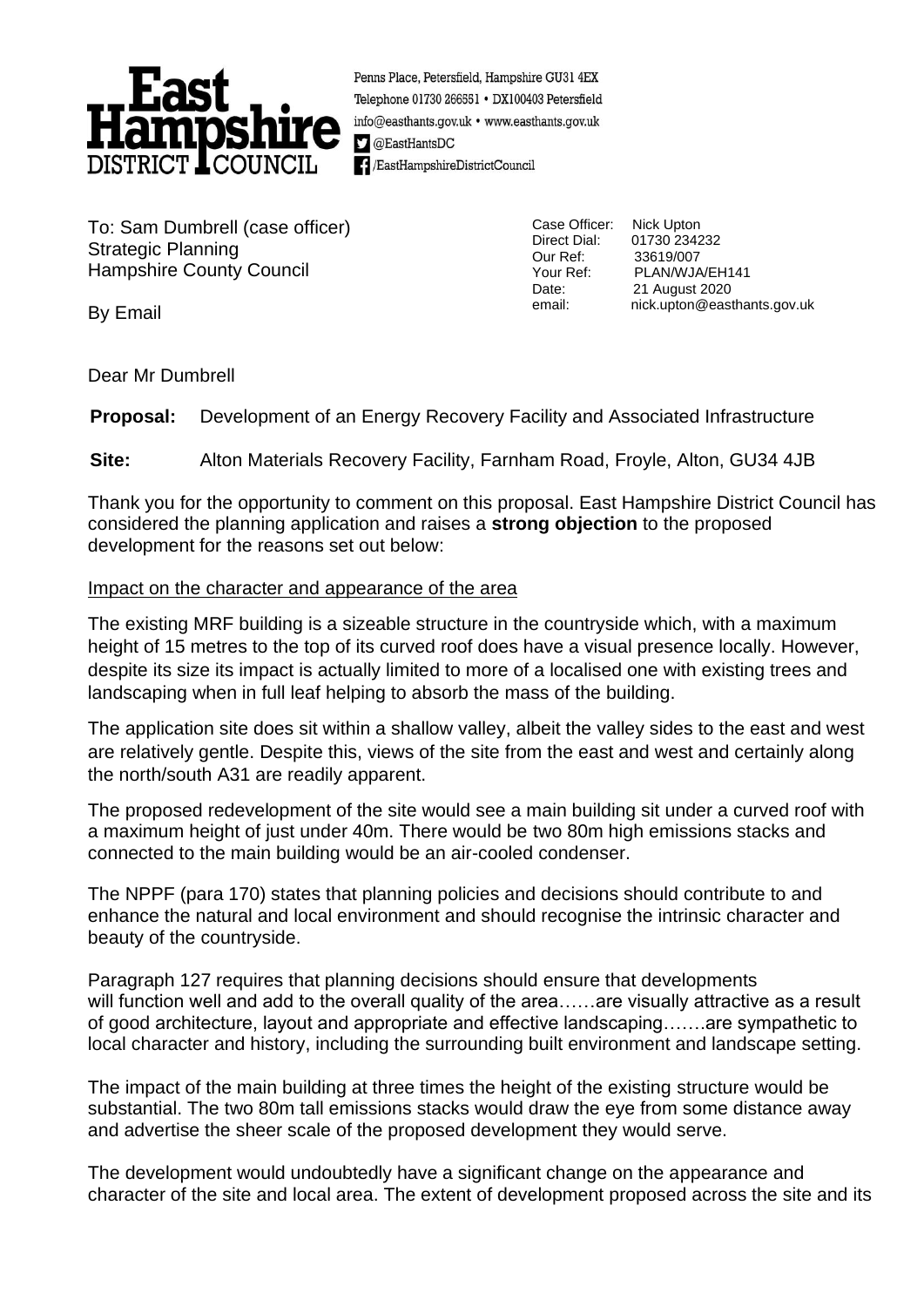**East Hampshire DISTRICT COUNCIL**

Penns Place, Petersfield, Hampshire GU31 4EX
Telephone 01730 266551 • DX100403 Petersfield
info@easthants.gov.uk • www.easthants.gov.uk
@EastHantsDC
/EastHampshireDistrictCouncil

To: Sam Dumbrell (case officer)
Strategic Planning
Hampshire County Council

By Email

Case Officer: Nick Upton
Direct Dial: 01730 234232
Our Ref: 33619/007
Your Ref: PLAN/WJA/EH141
Date: 21 August 2020
email: nick.upton@easthants.gov.uk

Dear Mr Dumbrell

**Proposal:** Development of an Energy Recovery Facility and Associated Infrastructure

**Site:** Alton Materials Recovery Facility, Farnham Road, Froyle, Alton, GU34 4JB

Thank you for the opportunity to comment on this proposal. East Hampshire District Council has considered the planning application and raises a **strong objection** to the proposed development for the reasons set out below:

Impact on the character and appearance of the area

The existing MRF building is a sizeable structure in the countryside which, with a maximum height of 15 metres to the top of its curved roof does have a visual presence locally. However, despite its size its impact is actually limited to more of a localised one with existing trees and landscaping when in full leaf helping to absorb the mass of the building.

The application site does sit within a shallow valley, albeit the valley sides to the east and west are relatively gentle. Despite this, views of the site from the east and west and certainly along the north/south A31 are readily apparent.

The proposed redevelopment of the site would see a main building sit under a curved roof with a maximum height of just under 40m. There would be two 80m high emissions stacks and connected to the main building would be an air-cooled condenser.

The NPPF (para 170) states that planning policies and decisions should contribute to and enhance the natural and local environment and should recognise the intrinsic character and beauty of the countryside.

Paragraph 127 requires that planning decisions should ensure that developments will function well and add to the overall quality of the area……are visually attractive as a result of good architecture, layout and appropriate and effective landscaping…….are sympathetic to local character and history, including the surrounding built environment and landscape setting.

The impact of the main building at three times the height of the existing structure would be substantial. The two 80m tall emissions stacks would draw the eye from some distance away and advertise the sheer scale of the proposed development they would serve.

The development would undoubtedly have a significant change on the appearance and character of the site and local area. The extent of development proposed across the site and its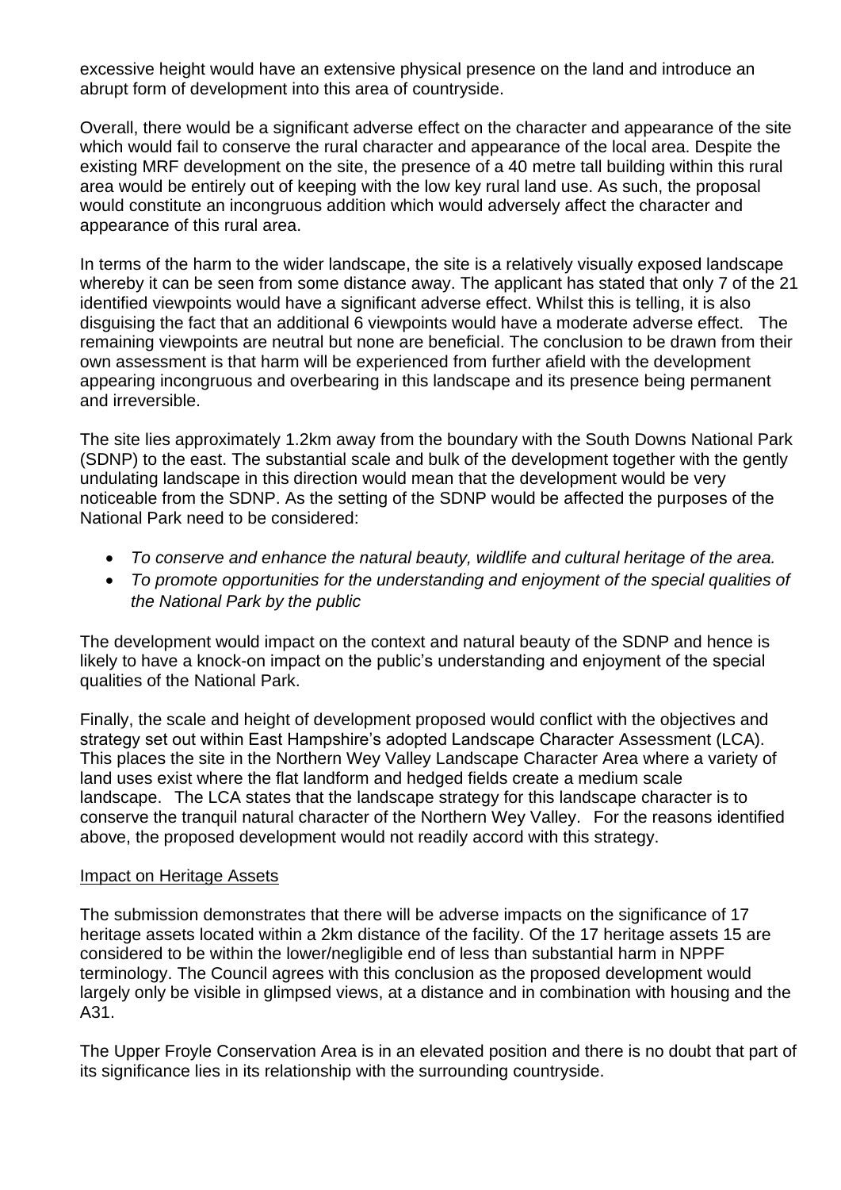excessive height would have an extensive physical presence on the land and introduce an abrupt form of development into this area of countryside.

Overall, there would be a significant adverse effect on the character and appearance of the site which would fail to conserve the rural character and appearance of the local area. Despite the existing MRF development on the site, the presence of a 40 metre tall building within this rural area would be entirely out of keeping with the low key rural land use. As such, the proposal would constitute an incongruous addition which would adversely affect the character and appearance of this rural area.

In terms of the harm to the wider landscape, the site is a relatively visually exposed landscape whereby it can be seen from some distance away. The applicant has stated that only 7 of the 21 identified viewpoints would have a significant adverse effect. Whilst this is telling, it is also disguising the fact that an additional 6 viewpoints would have a moderate adverse effect. The remaining viewpoints are neutral but none are beneficial. The conclusion to be drawn from their own assessment is that harm will be experienced from further afield with the development appearing incongruous and overbearing in this landscape and its presence being permanent and irreversible.

The site lies approximately 1.2km away from the boundary with the South Downs National Park (SDNP) to the east. The substantial scale and bulk of the development together with the gently undulating landscape in this direction would mean that the development would be very noticeable from the SDNP. As the setting of the SDNP would be affected the purposes of the National Park need to be considered:

- *To conserve and enhance the natural beauty, wildlife and cultural heritage of the area.*
- *To promote opportunities for the understanding and enjoyment of the special qualities of the National Park by the public*

The development would impact on the context and natural beauty of the SDNP and hence is likely to have a knock-on impact on the public's understanding and enjoyment of the special qualities of the National Park.

Finally, the scale and height of development proposed would conflict with the objectives and strategy set out within East Hampshire's adopted Landscape Character Assessment (LCA). This places the site in the Northern Wey Valley Landscape Character Area where a variety of land uses exist where the flat landform and hedged fields create a medium scale landscape. The LCA states that the landscape strategy for this landscape character is to conserve the tranquil natural character of the Northern Wey Valley. For the reasons identified above, the proposed development would not readily accord with this strategy.

<u>Impact on Heritage Assets</u>

The submission demonstrates that there will be adverse impacts on the significance of 17 heritage assets located within a 2km distance of the facility. Of the 17 heritage assets 15 are considered to be within the lower/negligible end of less than substantial harm in NPPF terminology. The Council agrees with this conclusion as the proposed development would largely only be visible in glimpsed views, at a distance and in combination with housing and the A31.

The Upper Froyle Conservation Area is in an elevated position and there is no doubt that part of its significance lies in its relationship with the surrounding countryside.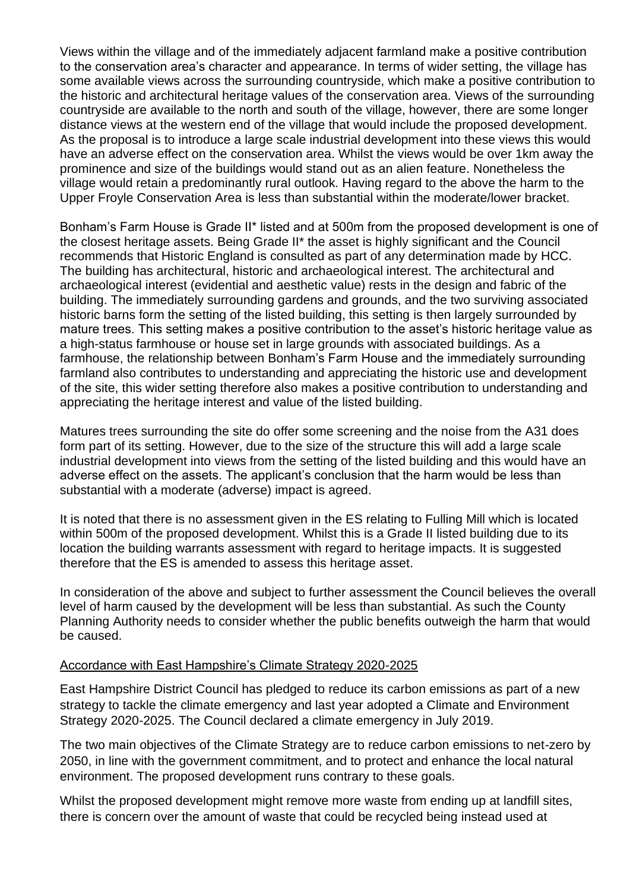Views within the village and of the immediately adjacent farmland make a positive contribution to the conservation area's character and appearance. In terms of wider setting, the village has some available views across the surrounding countryside, which make a positive contribution to the historic and architectural heritage values of the conservation area. Views of the surrounding countryside are available to the north and south of the village, however, there are some longer distance views at the western end of the village that would include the proposed development. As the proposal is to introduce a large scale industrial development into these views this would have an adverse effect on the conservation area. Whilst the views would be over 1km away the prominence and size of the buildings would stand out as an alien feature. Nonetheless the village would retain a predominantly rural outlook. Having regard to the above the harm to the Upper Froyle Conservation Area is less than substantial within the moderate/lower bracket.

Bonham's Farm House is Grade II* listed and at 500m from the proposed development is one of the closest heritage assets. Being Grade II* the asset is highly significant and the Council recommends that Historic England is consulted as part of any determination made by HCC. The building has architectural, historic and archaeological interest. The architectural and archaeological interest (evidential and aesthetic value) rests in the design and fabric of the building. The immediately surrounding gardens and grounds, and the two surviving associated historic barns form the setting of the listed building, this setting is then largely surrounded by mature trees. This setting makes a positive contribution to the asset's historic heritage value as a high-status farmhouse or house set in large grounds with associated buildings. As a farmhouse, the relationship between Bonham's Farm House and the immediately surrounding farmland also contributes to understanding and appreciating the historic use and development of the site, this wider setting therefore also makes a positive contribution to understanding and appreciating the heritage interest and value of the listed building.

Matures trees surrounding the site do offer some screening and the noise from the A31 does form part of its setting. However, due to the size of the structure this will add a large scale industrial development into views from the setting of the listed building and this would have an adverse effect on the assets. The applicant's conclusion that the harm would be less than substantial with a moderate (adverse) impact is agreed.

It is noted that there is no assessment given in the ES relating to Fulling Mill which is located within 500m of the proposed development. Whilst this is a Grade II listed building due to its location the building warrants assessment with regard to heritage impacts. It is suggested therefore that the ES is amended to assess this heritage asset.

In consideration of the above and subject to further assessment the Council believes the overall level of harm caused by the development will be less than substantial. As such the County Planning Authority needs to consider whether the public benefits outweigh the harm that would be caused.

Accordance with East Hampshire's Climate Strategy 2020-2025

East Hampshire District Council has pledged to reduce its carbon emissions as part of a new strategy to tackle the climate emergency and last year adopted a Climate and Environment Strategy 2020-2025. The Council declared a climate emergency in July 2019.

The two main objectives of the Climate Strategy are to reduce carbon emissions to net-zero by 2050, in line with the government commitment, and to protect and enhance the local natural environment. The proposed development runs contrary to these goals.

Whilst the proposed development might remove more waste from ending up at landfill sites, there is concern over the amount of waste that could be recycled being instead used at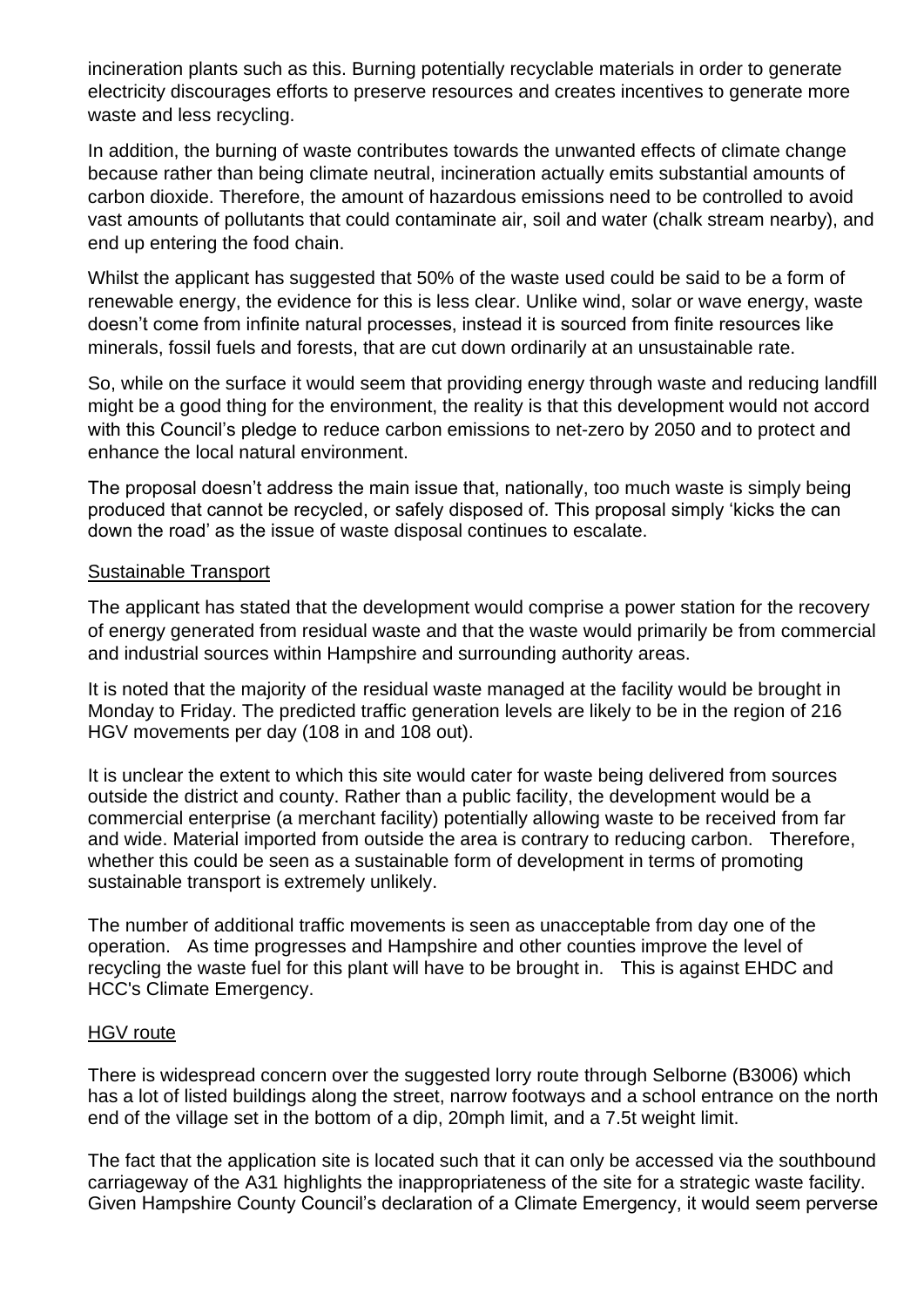incineration plants such as this. Burning potentially recyclable materials in order to generate electricity discourages efforts to preserve resources and creates incentives to generate more waste and less recycling.

In addition, the burning of waste contributes towards the unwanted effects of climate change because rather than being climate neutral, incineration actually emits substantial amounts of carbon dioxide. Therefore, the amount of hazardous emissions need to be controlled to avoid vast amounts of pollutants that could contaminate air, soil and water (chalk stream nearby), and end up entering the food chain.

Whilst the applicant has suggested that 50% of the waste used could be said to be a form of renewable energy, the evidence for this is less clear. Unlike wind, solar or wave energy, waste doesn't come from infinite natural processes, instead it is sourced from finite resources like minerals, fossil fuels and forests, that are cut down ordinarily at an unsustainable rate.

So, while on the surface it would seem that providing energy through waste and reducing landfill might be a good thing for the environment, the reality is that this development would not accord with this Council's pledge to reduce carbon emissions to net-zero by 2050 and to protect and enhance the local natural environment.

The proposal doesn't address the main issue that, nationally, too much waste is simply being produced that cannot be recycled, or safely disposed of. This proposal simply 'kicks the can down the road' as the issue of waste disposal continues to escalate.

<u>Sustainable Transport</u>

The applicant has stated that the development would comprise a power station for the recovery of energy generated from residual waste and that the waste would primarily be from commercial and industrial sources within Hampshire and surrounding authority areas.

It is noted that the majority of the residual waste managed at the facility would be brought in Monday to Friday. The predicted traffic generation levels are likely to be in the region of 216 HGV movements per day (108 in and 108 out).

It is unclear the extent to which this site would cater for waste being delivered from sources outside the district and county. Rather than a public facility, the development would be a commercial enterprise (a merchant facility) potentially allowing waste to be received from far and wide. Material imported from outside the area is contrary to reducing carbon. Therefore, whether this could be seen as a sustainable form of development in terms of promoting sustainable transport is extremely unlikely.

The number of additional traffic movements is seen as unacceptable from day one of the operation. As time progresses and Hampshire and other counties improve the level of recycling the waste fuel for this plant will have to be brought in. This is against EHDC and HCC's Climate Emergency.

<u>HGV route</u>

There is widespread concern over the suggested lorry route through Selborne (B3006) which has a lot of listed buildings along the street, narrow footways and a school entrance on the north end of the village set in the bottom of a dip, 20mph limit, and a 7.5t weight limit.

The fact that the application site is located such that it can only be accessed via the southbound carriageway of the A31 highlights the inappropriateness of the site for a strategic waste facility. Given Hampshire County Council's declaration of a Climate Emergency, it would seem perverse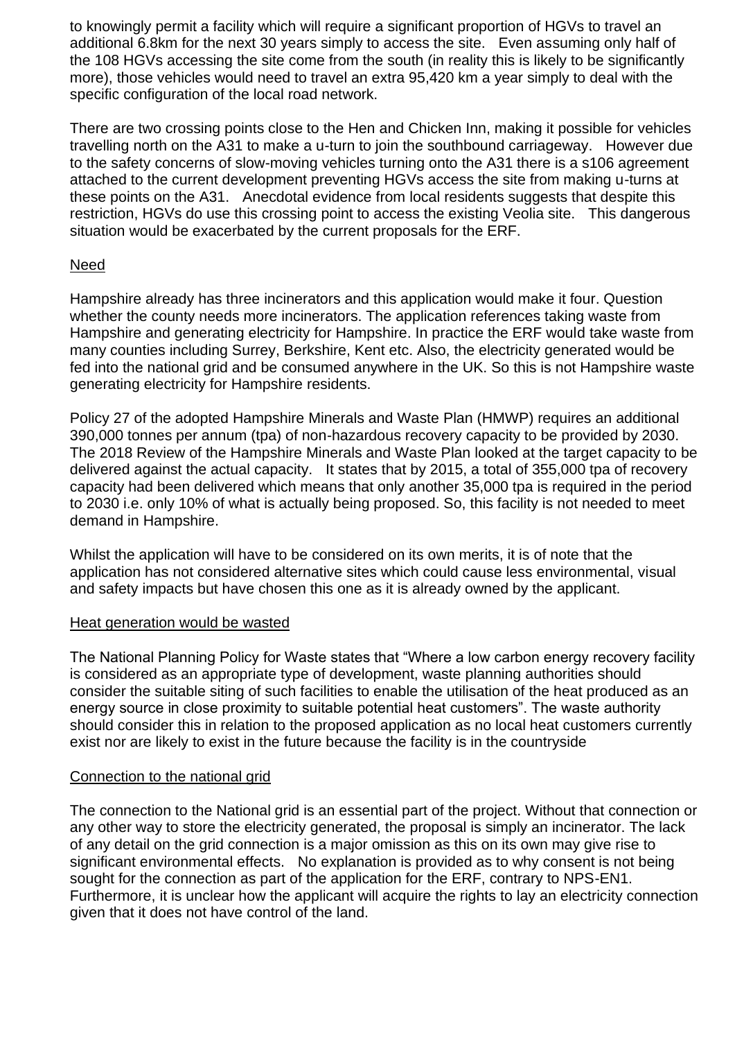to knowingly permit a facility which will require a significant proportion of HGVs to travel an additional 6.8km for the next 30 years simply to access the site. Even assuming only half of the 108 HGVs accessing the site come from the south (in reality this is likely to be significantly more), those vehicles would need to travel an extra 95,420 km a year simply to deal with the specific configuration of the local road network.

There are two crossing points close to the Hen and Chicken Inn, making it possible for vehicles travelling north on the A31 to make a u-turn to join the southbound carriageway. However due to the safety concerns of slow-moving vehicles turning onto the A31 there is a s106 agreement attached to the current development preventing HGVs access the site from making u-turns at these points on the A31. Anecdotal evidence from local residents suggests that despite this restriction, HGVs do use this crossing point to access the existing Veolia site. This dangerous situation would be exacerbated by the current proposals for the ERF.

Need

Hampshire already has three incinerators and this application would make it four. Question whether the county needs more incinerators. The application references taking waste from Hampshire and generating electricity for Hampshire. In practice the ERF would take waste from many counties including Surrey, Berkshire, Kent etc. Also, the electricity generated would be fed into the national grid and be consumed anywhere in the UK. So this is not Hampshire waste generating electricity for Hampshire residents.

Policy 27 of the adopted Hampshire Minerals and Waste Plan (HMWP) requires an additional 390,000 tonnes per annum (tpa) of non-hazardous recovery capacity to be provided by 2030. The 2018 Review of the Hampshire Minerals and Waste Plan looked at the target capacity to be delivered against the actual capacity. It states that by 2015, a total of 355,000 tpa of recovery capacity had been delivered which means that only another 35,000 tpa is required in the period to 2030 i.e. only 10% of what is actually being proposed. So, this facility is not needed to meet demand in Hampshire.

Whilst the application will have to be considered on its own merits, it is of note that the application has not considered alternative sites which could cause less environmental, visual and safety impacts but have chosen this one as it is already owned by the applicant.

Heat generation would be wasted

The National Planning Policy for Waste states that "Where a low carbon energy recovery facility is considered as an appropriate type of development, waste planning authorities should consider the suitable siting of such facilities to enable the utilisation of the heat produced as an energy source in close proximity to suitable potential heat customers". The waste authority should consider this in relation to the proposed application as no local heat customers currently exist nor are likely to exist in the future because the facility is in the countryside

Connection to the national grid

The connection to the National grid is an essential part of the project. Without that connection or any other way to store the electricity generated, the proposal is simply an incinerator. The lack of any detail on the grid connection is a major omission as this on its own may give rise to significant environmental effects. No explanation is provided as to why consent is not being sought for the connection as part of the application for the ERF, contrary to NPS-EN1. Furthermore, it is unclear how the applicant will acquire the rights to lay an electricity connection given that it does not have control of the land.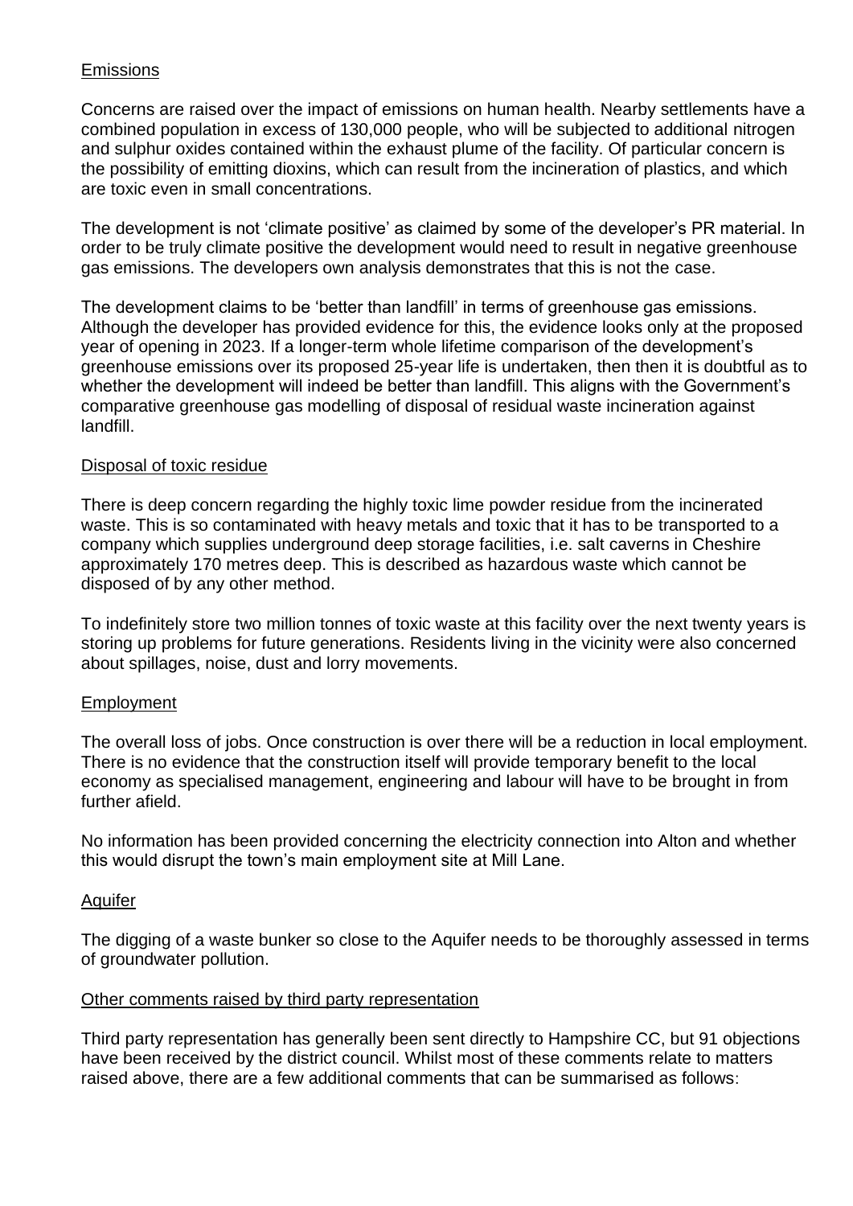Emissions

Concerns are raised over the impact of emissions on human health. Nearby settlements have a combined population in excess of 130,000 people, who will be subjected to additional nitrogen and sulphur oxides contained within the exhaust plume of the facility. Of particular concern is the possibility of emitting dioxins, which can result from the incineration of plastics, and which are toxic even in small concentrations.

The development is not 'climate positive' as claimed by some of the developer's PR material. In order to be truly climate positive the development would need to result in negative greenhouse gas emissions. The developers own analysis demonstrates that this is not the case.

The development claims to be 'better than landfill' in terms of greenhouse gas emissions. Although the developer has provided evidence for this, the evidence looks only at the proposed year of opening in 2023. If a longer-term whole lifetime comparison of the development's greenhouse emissions over its proposed 25-year life is undertaken, then then it is doubtful as to whether the development will indeed be better than landfill. This aligns with the Government's comparative greenhouse gas modelling of disposal of residual waste incineration against landfill.

Disposal of toxic residue

There is deep concern regarding the highly toxic lime powder residue from the incinerated waste. This is so contaminated with heavy metals and toxic that it has to be transported to a company which supplies underground deep storage facilities, i.e. salt caverns in Cheshire approximately 170 metres deep. This is described as hazardous waste which cannot be disposed of by any other method.

To indefinitely store two million tonnes of toxic waste at this facility over the next twenty years is storing up problems for future generations. Residents living in the vicinity were also concerned about spillages, noise, dust and lorry movements.

Employment

The overall loss of jobs. Once construction is over there will be a reduction in local employment. There is no evidence that the construction itself will provide temporary benefit to the local economy as specialised management, engineering and labour will have to be brought in from further afield.

No information has been provided concerning the electricity connection into Alton and whether this would disrupt the town's main employment site at Mill Lane.

Aquifer

The digging of a waste bunker so close to the Aquifer needs to be thoroughly assessed in terms of groundwater pollution.

Other comments raised by third party representation

Third party representation has generally been sent directly to Hampshire CC, but 91 objections have been received by the district council. Whilst most of these comments relate to matters raised above, there are a few additional comments that can be summarised as follows: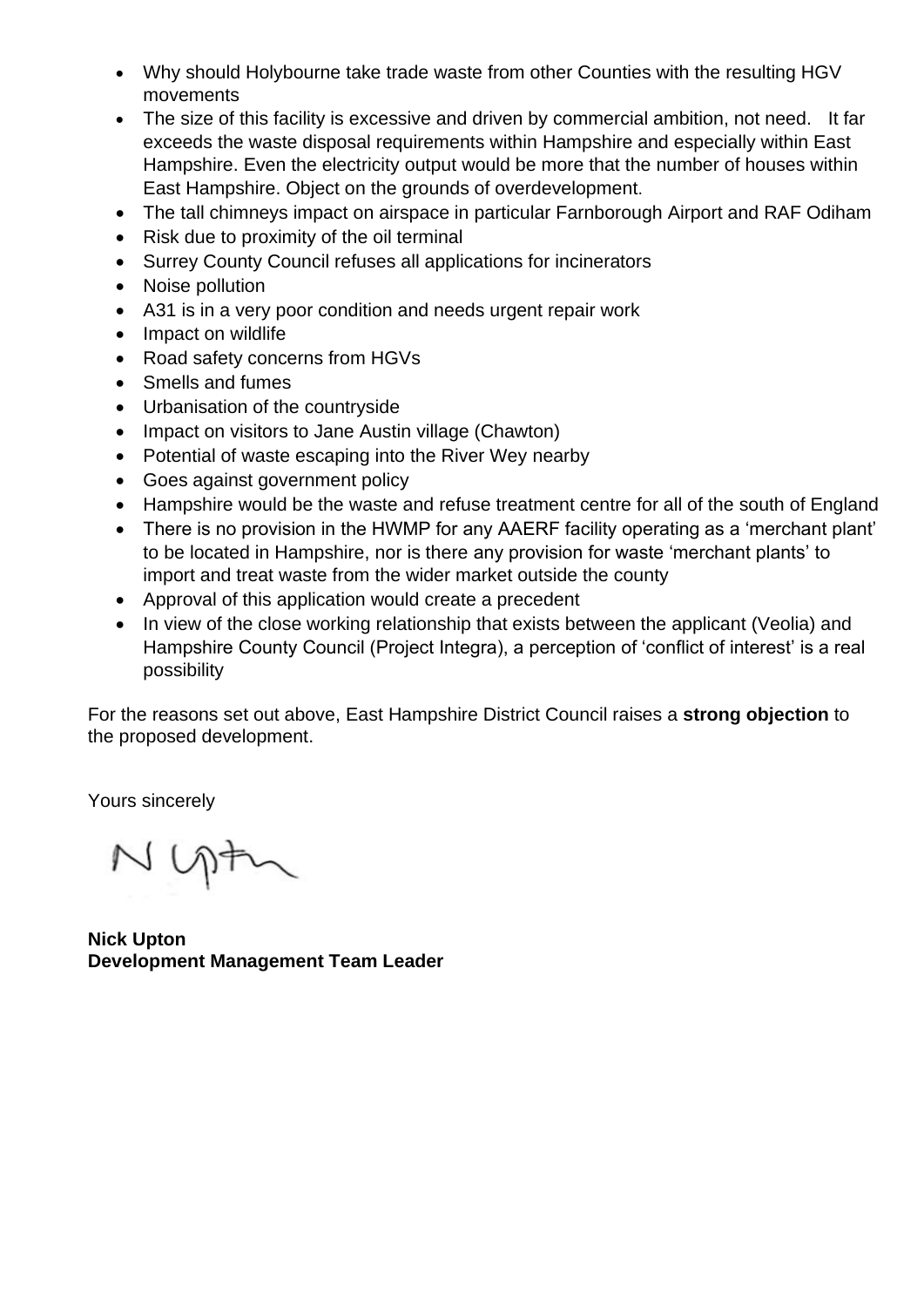- Why should Holybourne take trade waste from other Counties with the resulting HGV movements
- The size of this facility is excessive and driven by commercial ambition, not need. It far exceeds the waste disposal requirements within Hampshire and especially within East Hampshire. Even the electricity output would be more that the number of houses within East Hampshire. Object on the grounds of overdevelopment.
- The tall chimneys impact on airspace in particular Farnborough Airport and RAF Odiham
- Risk due to proximity of the oil terminal
- Surrey County Council refuses all applications for incinerators
- Noise pollution
- A31 is in a very poor condition and needs urgent repair work
- Impact on wildlife
- Road safety concerns from HGVs
- Smells and fumes
- Urbanisation of the countryside
- Impact on visitors to Jane Austin village (Chawton)
- Potential of waste escaping into the River Wey nearby
- Goes against government policy
- Hampshire would be the waste and refuse treatment centre for all of the south of England
- There is no provision in the HWMP for any AAERF facility operating as a 'merchant plant' to be located in Hampshire, nor is there any provision for waste 'merchant plants' to import and treat waste from the wider market outside the county
- Approval of this application would create a precedent
- In view of the close working relationship that exists between the applicant (Veolia) and Hampshire County Council (Project Integra), a perception of 'conflict of interest' is a real possibility

For the reasons set out above, East Hampshire District Council raises a **strong objection** to the proposed development.

Yours sincerely

N Upton

**Nick Upton**
**Development Management Team Leader**